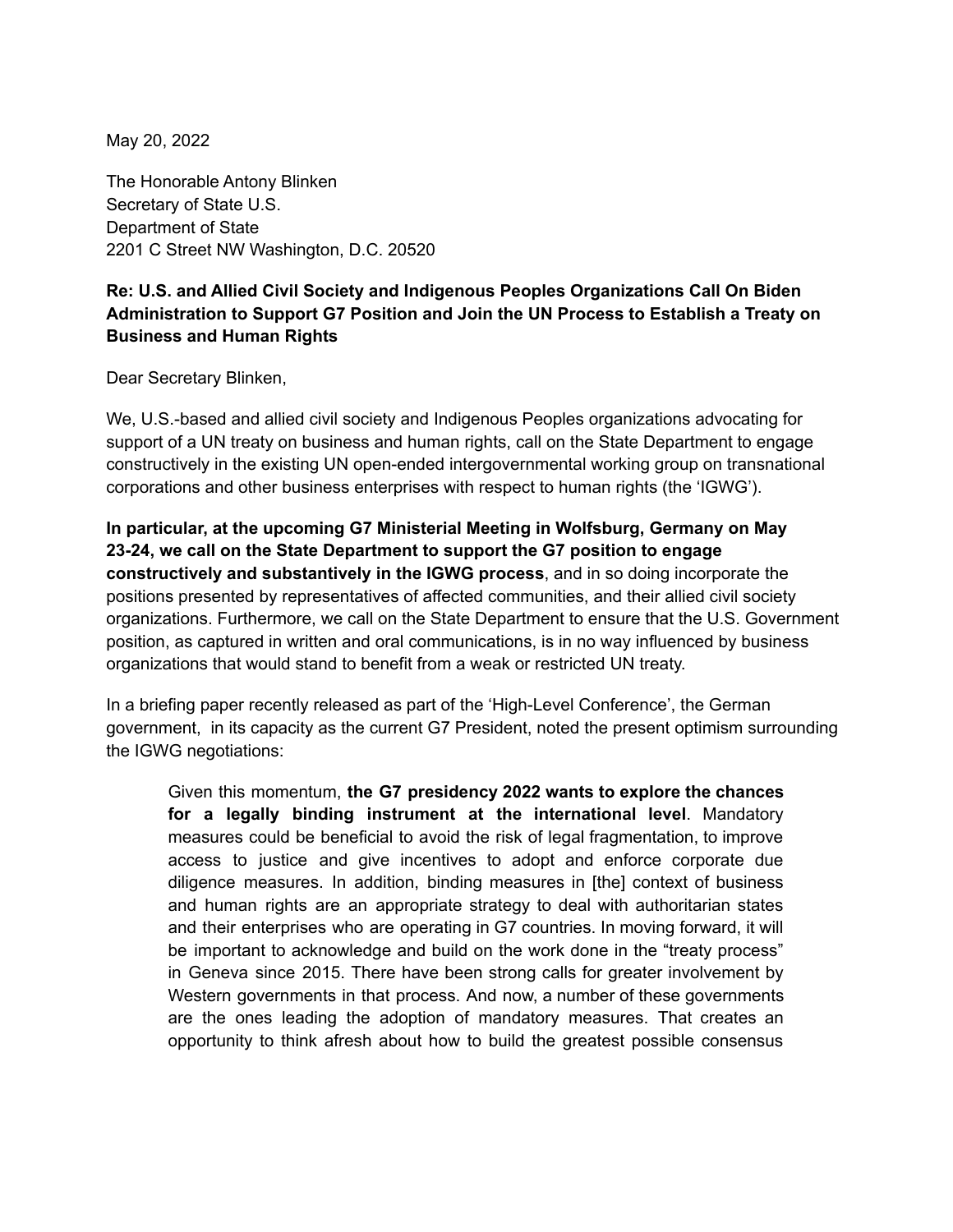May 20, 2022

The Honorable Antony Blinken
Secretary of State U.S.
Department of State
2201 C Street NW Washington, D.C. 20520

**Re: U.S. and Allied Civil Society and Indigenous Peoples Organizations Call On Biden Administration to Support G7 Position and Join the UN Process to Establish a Treaty on Business and Human Rights**

Dear Secretary Blinken,

We, U.S.-based and allied civil society and Indigenous Peoples organizations advocating for support of a UN treaty on business and human rights, call on the State Department to engage constructively in the existing UN open-ended intergovernmental working group on transnational corporations and other business enterprises with respect to human rights (the 'IGWG').

**In particular, at the upcoming G7 Ministerial Meeting in Wolfsburg, Germany on May 23-24, we call on the State Department to support the G7 position to engage constructively and substantively in the IGWG process**, and in so doing incorporate the positions presented by representatives of affected communities, and their allied civil society organizations. Furthermore, we call on the State Department to ensure that the U.S. Government position, as captured in written and oral communications, is in no way influenced by business organizations that would stand to benefit from a weak or restricted UN treaty.

In a briefing paper recently released as part of the 'High-Level Conference', the German government, in its capacity as the current G7 President, noted the present optimism surrounding the IGWG negotiations:

> Given this momentum, **the G7 presidency 2022 wants to explore the chances for a legally binding instrument at the international level**. Mandatory measures could be beneficial to avoid the risk of legal fragmentation, to improve access to justice and give incentives to adopt and enforce corporate due diligence measures. In addition, binding measures in [the] context of business and human rights are an appropriate strategy to deal with authoritarian states and their enterprises who are operating in G7 countries. In moving forward, it will be important to acknowledge and build on the work done in the "treaty process" in Geneva since 2015. There have been strong calls for greater involvement by Western governments in that process. And now, a number of these governments are the ones leading the adoption of mandatory measures. That creates an opportunity to think afresh about how to build the greatest possible consensus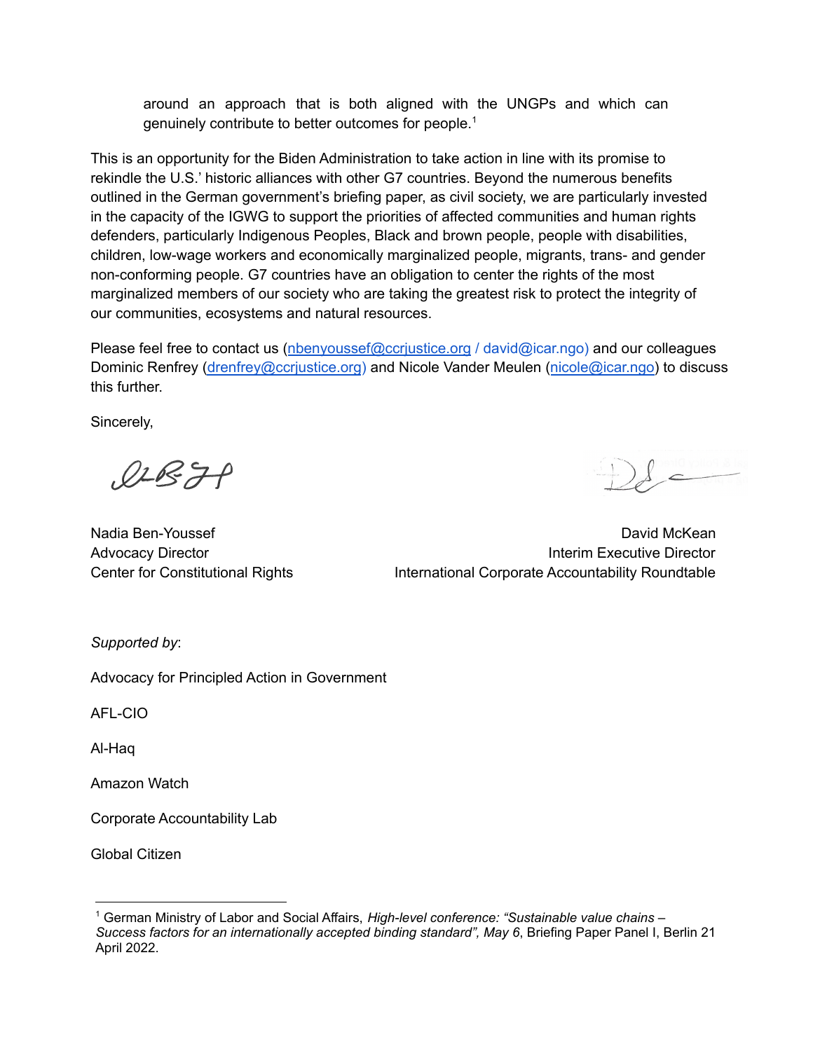around an approach that is both aligned with the UNGPs and which can genuinely contribute to better outcomes for people.[1]

This is an opportunity for the Biden Administration to take action in line with its promise to rekindle the U.S.' historic alliances with other G7 countries. Beyond the numerous benefits outlined in the German government's briefing paper, as civil society, we are particularly invested in the capacity of the IGWG to support the priorities of affected communities and human rights defenders, particularly Indigenous Peoples, Black and brown people, people with disabilities, children, low-wage workers and economically marginalized people, migrants, trans- and gender non-conforming people. G7 countries have an obligation to center the rights of the most marginalized members of our society who are taking the greatest risk to protect the integrity of our communities, ecosystems and natural resources.

Please feel free to contact us (nbenyoussef@ccrjustice.org / david@icar.ngo) and our colleagues Dominic Renfrey (drenfrey@ccrjustice.org) and Nicole Vander Meulen (nicole@icar.ngo) to discuss this further.

Sincerely,

Nadia Ben-Youssef
Advocacy Director
Center for Constitutional Rights

David McKean
Interim Executive Director
International Corporate Accountability Roundtable

*Supported by*:

Advocacy for Principled Action in Government

AFL-CIO

Al-Haq

Amazon Watch

Corporate Accountability Lab

Global Citizen

[1] German Ministry of Labor and Social Affairs, *High-level conference: "Sustainable value chains – Success factors for an internationally accepted binding standard", May 6*, Briefing Paper Panel I, Berlin 21 April 2022.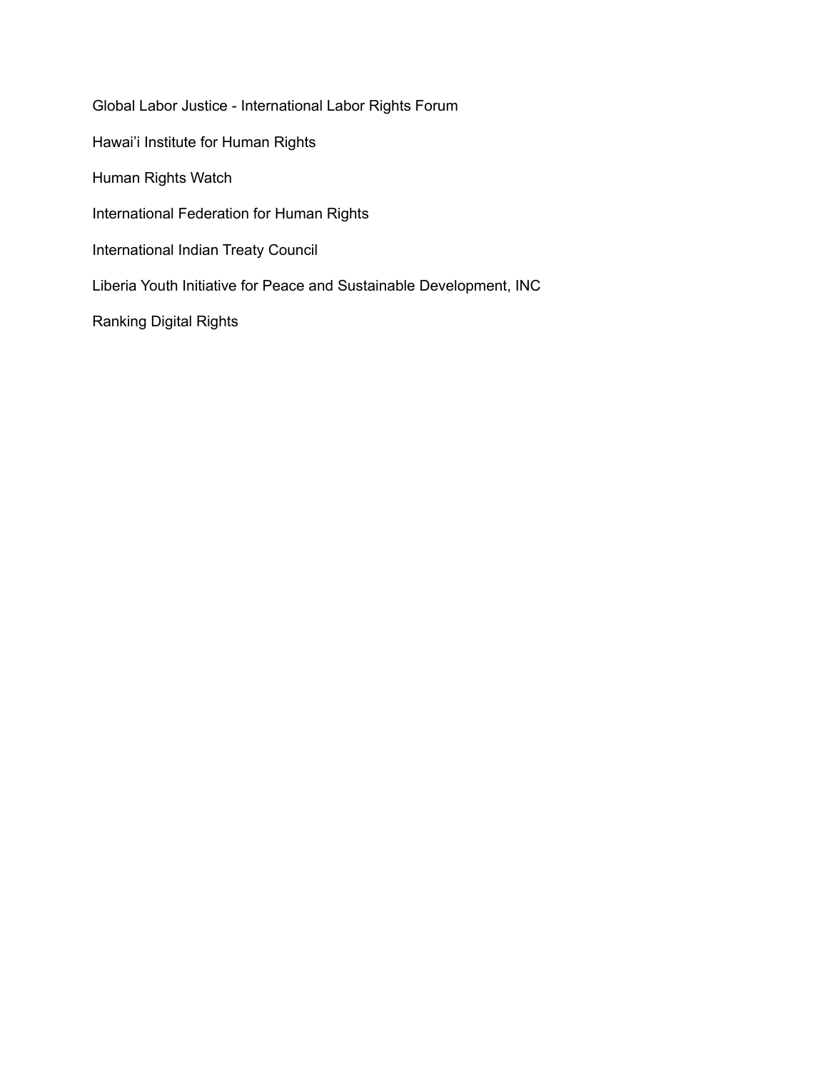Global Labor Justice - International Labor Rights Forum

Hawai'i Institute for Human Rights

Human Rights Watch

International Federation for Human Rights

International Indian Treaty Council

Liberia Youth Initiative for Peace and Sustainable Development, INC

Ranking Digital Rights